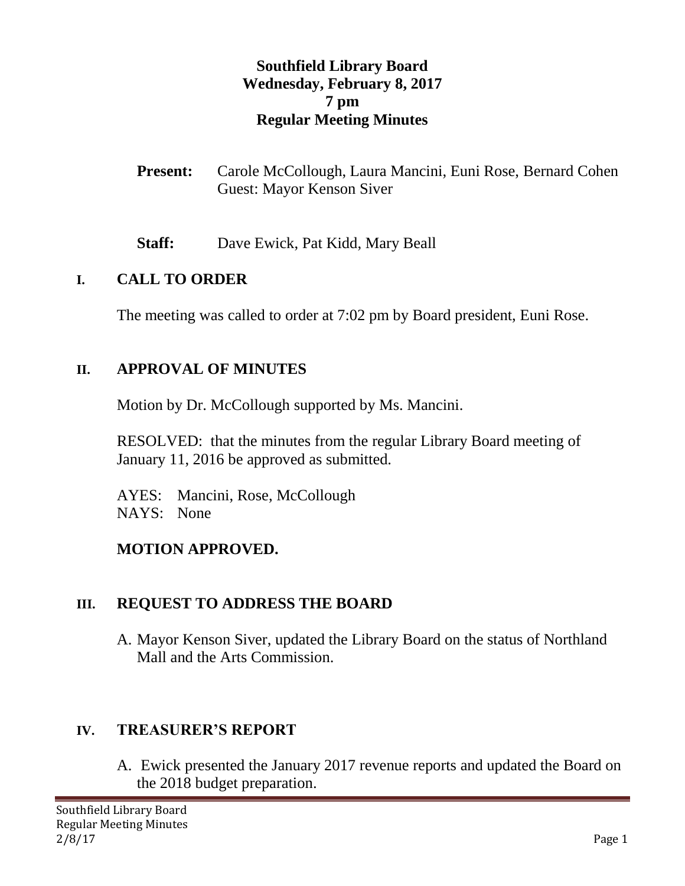# Southfield Library Board
## Wednesday, February 8, 2017
## 7 pm
## Regular Meeting Minutes

**Present:** Carole McCollough, Laura Mancini, Euni Rose, Bernard Cohen
Guest: Mayor Kenson Siver

**Staff:** Dave Ewick, Pat Kidd, Mary Beall

## I. CALL TO ORDER

The meeting was called to order at 7:02 pm by Board president, Euni Rose.

## II. APPROVAL OF MINUTES

Motion by Dr. McCollough supported by Ms. Mancini.

RESOLVED: that the minutes from the regular Library Board meeting of January 11, 2016 be approved as submitted.

AYES: Mancini, Rose, McCollough
NAYS: None

**MOTION APPROVED.**

## III. REQUEST TO ADDRESS THE BOARD

A. Mayor Kenson Siver, updated the Library Board on the status of Northland Mall and the Arts Commission.

## IV. TREASURER'S REPORT

A. Ewick presented the January 2017 revenue reports and updated the Board on the 2018 budget preparation.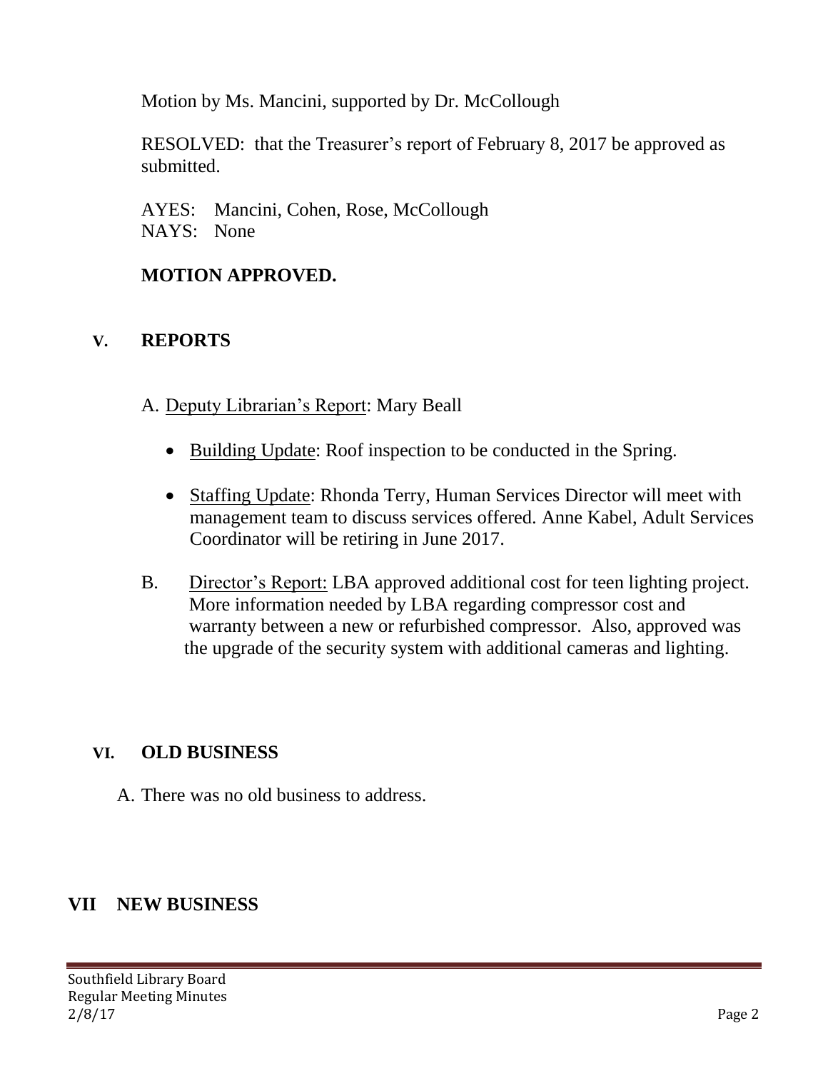Motion by Ms. Mancini, supported by Dr. McCollough

RESOLVED: that the Treasurer's report of February 8, 2017 be approved as submitted.

AYES: Mancini, Cohen, Rose, McCollough
NAYS: None

**MOTION APPROVED.**

## V. REPORTS

A. Deputy Librarian's Report: Mary Beall

- Building Update: Roof inspection to be conducted in the Spring.
- Staffing Update: Rhonda Terry, Human Services Director will meet with management team to discuss services offered. Anne Kabel, Adult Services Coordinator will be retiring in June 2017.

B. Director's Report: LBA approved additional cost for teen lighting project. More information needed by LBA regarding compressor cost and warranty between a new or refurbished compressor. Also, approved was the upgrade of the security system with additional cameras and lighting.

## VI. OLD BUSINESS

A. There was no old business to address.

## VII NEW BUSINESS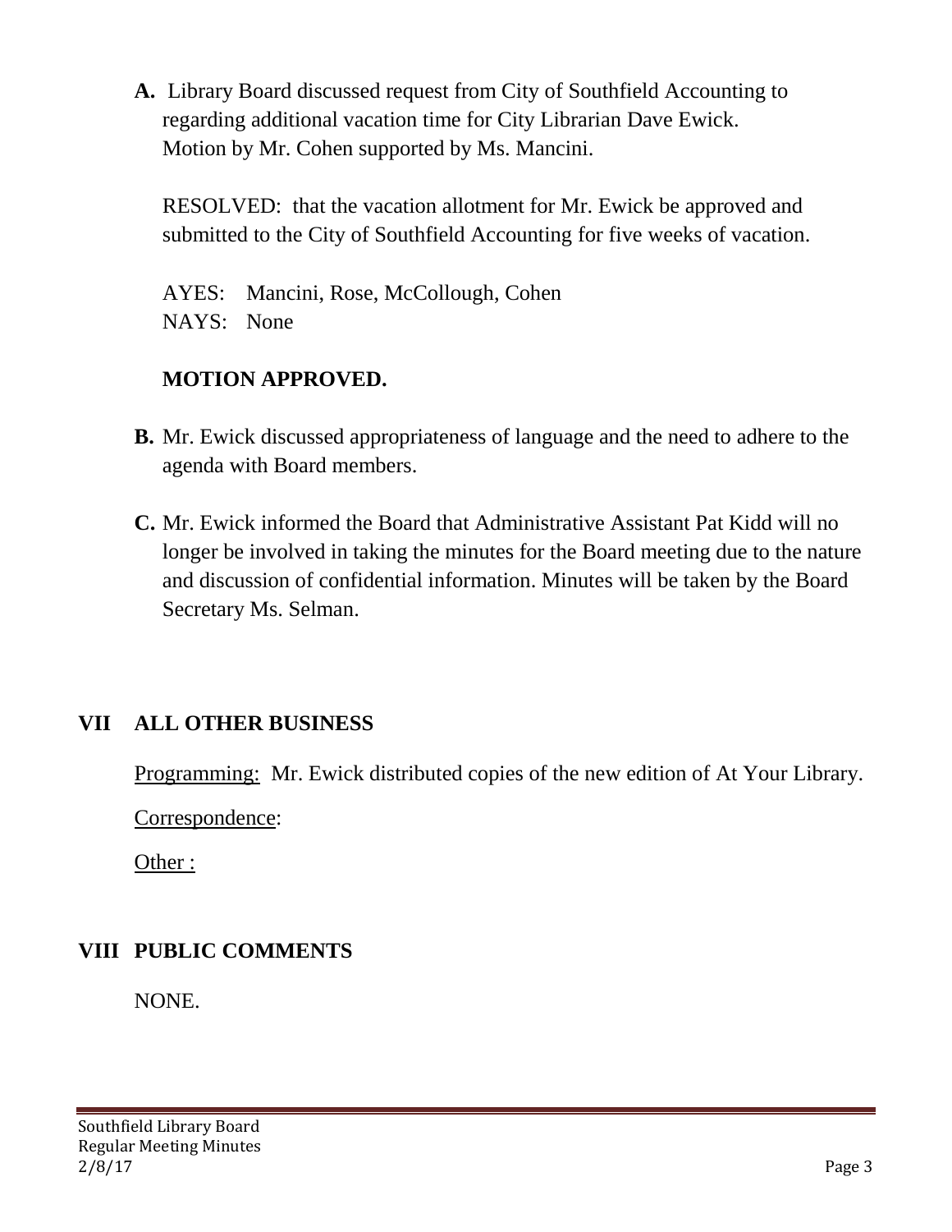**A.** Library Board discussed request from City of Southfield Accounting to regarding additional vacation time for City Librarian Dave Ewick. Motion by Mr. Cohen supported by Ms. Mancini.

RESOLVED: that the vacation allotment for Mr. Ewick be approved and submitted to the City of Southfield Accounting for five weeks of vacation.

AYES: Mancini, Rose, McCollough, Cohen
NAYS: None

**MOTION APPROVED.**

**B.** Mr. Ewick discussed appropriateness of language and the need to adhere to the agenda with Board members.

**C.** Mr. Ewick informed the Board that Administrative Assistant Pat Kidd will no longer be involved in taking the minutes for the Board meeting due to the nature and discussion of confidential information. Minutes will be taken by the Board Secretary Ms. Selman.

## VII ALL OTHER BUSINESS

Programming: Mr. Ewick distributed copies of the new edition of At Your Library.

Correspondence:

Other :

## VIII PUBLIC COMMENTS

NONE.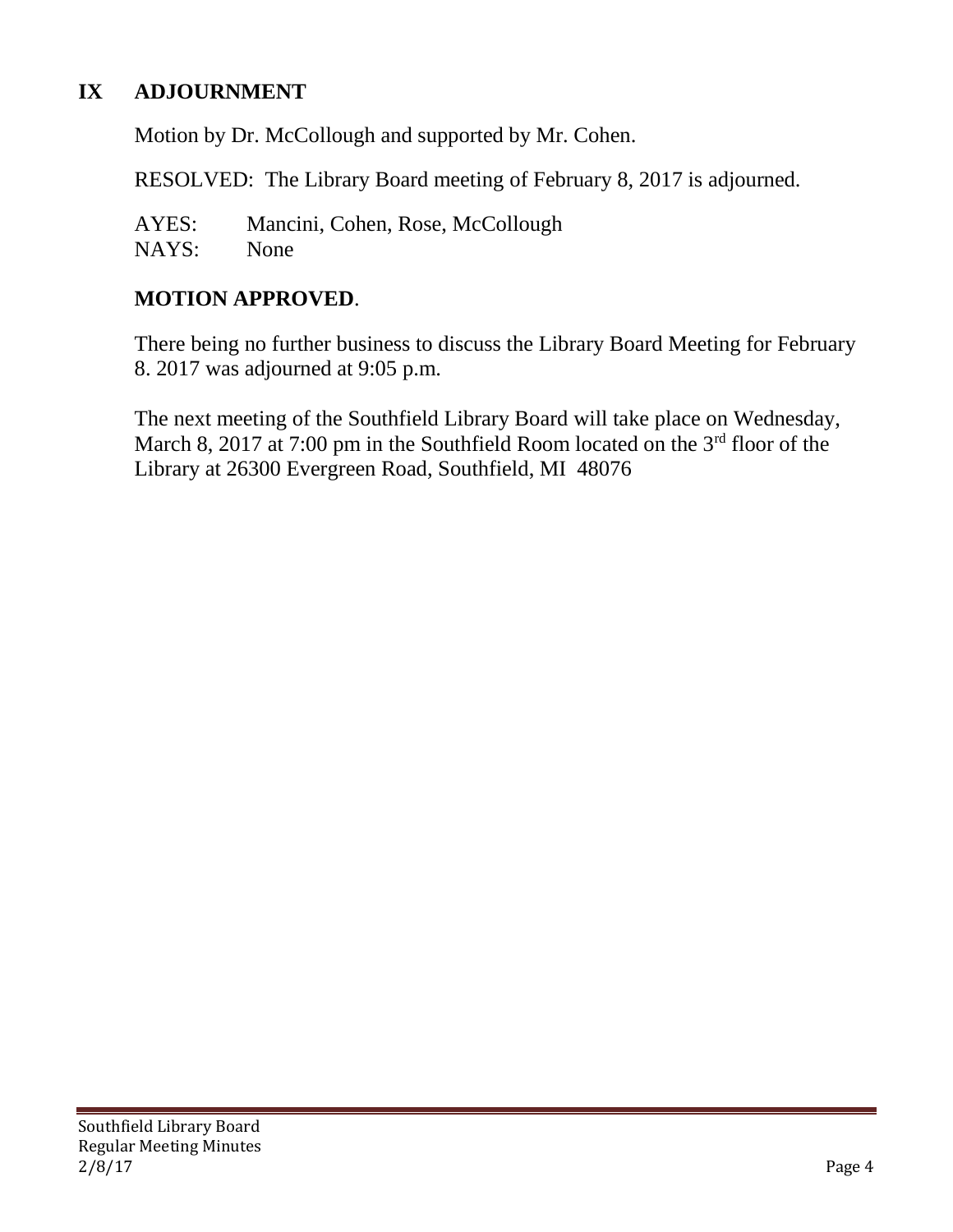## IX ADJOURNMENT

Motion by Dr. McCollough and supported by Mr. Cohen.

RESOLVED: The Library Board meeting of February 8, 2017 is adjourned.

AYES: Mancini, Cohen, Rose, McCollough
NAYS: None

**MOTION APPROVED**.

There being no further business to discuss the Library Board Meeting for February 8. 2017 was adjourned at 9:05 p.m.

The next meeting of the Southfield Library Board will take place on Wednesday, March 8, 2017 at 7:00 pm in the Southfield Room located on the 3rd floor of the Library at 26300 Evergreen Road, Southfield, MI 48076